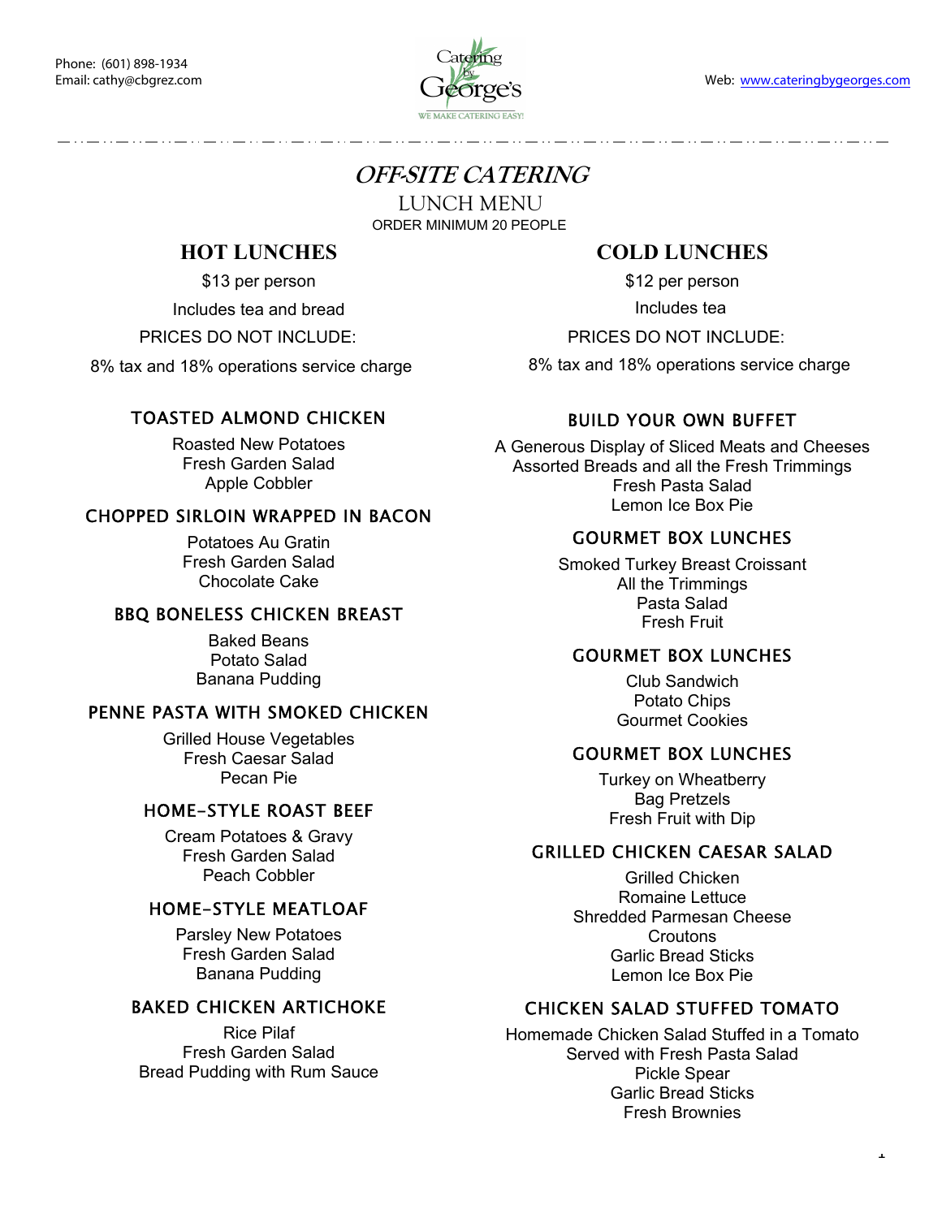Phone: (601) 898-1934
Email: cathy@cbgrez.com

Catering by George's
WE MAKE CATERING EASY!

Web: www.cateringbygeorges.com

# *OFF-SITE CATERING*

## LUNCH MENU

ORDER MINIMUM 20 PEOPLE

## HOT LUNCHES

$13 per person

Includes tea and bread

PRICES DO NOT INCLUDE:

8% tax and 18% operations service charge

### TOASTED ALMOND CHICKEN

Roasted New Potatoes
Fresh Garden Salad
Apple Cobbler

### CHOPPED SIRLOIN WRAPPED IN BACON

Potatoes Au Gratin
Fresh Garden Salad
Chocolate Cake

### BBQ BONELESS CHICKEN BREAST

Baked Beans
Potato Salad
Banana Pudding

### PENNE PASTA WITH SMOKED CHICKEN

Grilled House Vegetables
Fresh Caesar Salad
Pecan Pie

### HOME-STYLE ROAST BEEF

Cream Potatoes & Gravy
Fresh Garden Salad
Peach Cobbler

### HOME-STYLE MEATLOAF

Parsley New Potatoes
Fresh Garden Salad
Banana Pudding

### BAKED CHICKEN ARTICHOKE

Rice Pilaf
Fresh Garden Salad
Bread Pudding with Rum Sauce

## COLD LUNCHES

$12 per person

Includes tea

PRICES DO NOT INCLUDE:

8% tax and 18% operations service charge

### BUILD YOUR OWN BUFFET

A Generous Display of Sliced Meats and Cheeses
Assorted Breads and all the Fresh Trimmings
Fresh Pasta Salad
Lemon Ice Box Pie

### GOURMET BOX LUNCHES

Smoked Turkey Breast Croissant
All the Trimmings
Pasta Salad
Fresh Fruit

### GOURMET BOX LUNCHES

Club Sandwich
Potato Chips
Gourmet Cookies

### GOURMET BOX LUNCHES

Turkey on Wheatberry
Bag Pretzels
Fresh Fruit with Dip

### GRILLED CHICKEN CAESAR SALAD

Grilled Chicken
Romaine Lettuce
Shredded Parmesan Cheese
Croutons
Garlic Bread Sticks
Lemon Ice Box Pie

### CHICKEN SALAD STUFFED TOMATO

Homemade Chicken Salad Stuffed in a Tomato
Served with Fresh Pasta Salad
Pickle Spear
Garlic Bread Sticks
Fresh Brownies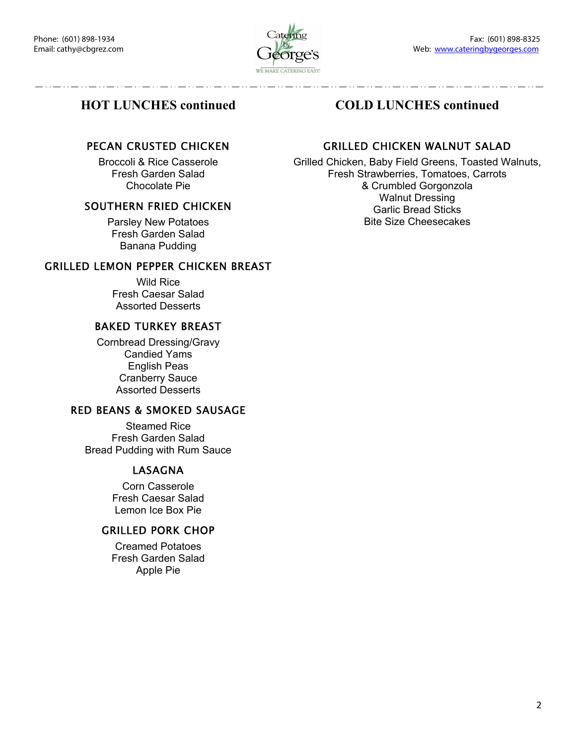Phone: (601) 898-1934
Email: cathy@cbgrez.com

Fax: (601) 898-8325
Web: www.cateringbygeorges.com

## HOT LUNCHES continued

### PECAN CRUSTED CHICKEN

Broccoli & Rice Casserole
Fresh Garden Salad
Chocolate Pie

### SOUTHERN FRIED CHICKEN

Parsley New Potatoes
Fresh Garden Salad
Banana Pudding

### GRILLED LEMON PEPPER CHICKEN BREAST

Wild Rice
Fresh Caesar Salad
Assorted Desserts

### BAKED TURKEY BREAST

Cornbread Dressing/Gravy
Candied Yams
English Peas
Cranberry Sauce
Assorted Desserts

### RED BEANS & SMOKED SAUSAGE

Steamed Rice
Fresh Garden Salad
Bread Pudding with Rum Sauce

### LASAGNA

Corn Casserole
Fresh Caesar Salad
Lemon Ice Box Pie

### GRILLED PORK CHOP

Creamed Potatoes
Fresh Garden Salad
Apple Pie

## COLD LUNCHES continued

### GRILLED CHICKEN WALNUT SALAD

Grilled Chicken, Baby Field Greens, Toasted Walnuts,
Fresh Strawberries, Tomatoes, Carrots
& Crumbled Gorgonzola
Walnut Dressing
Garlic Bread Sticks
Bite Size Cheesecakes